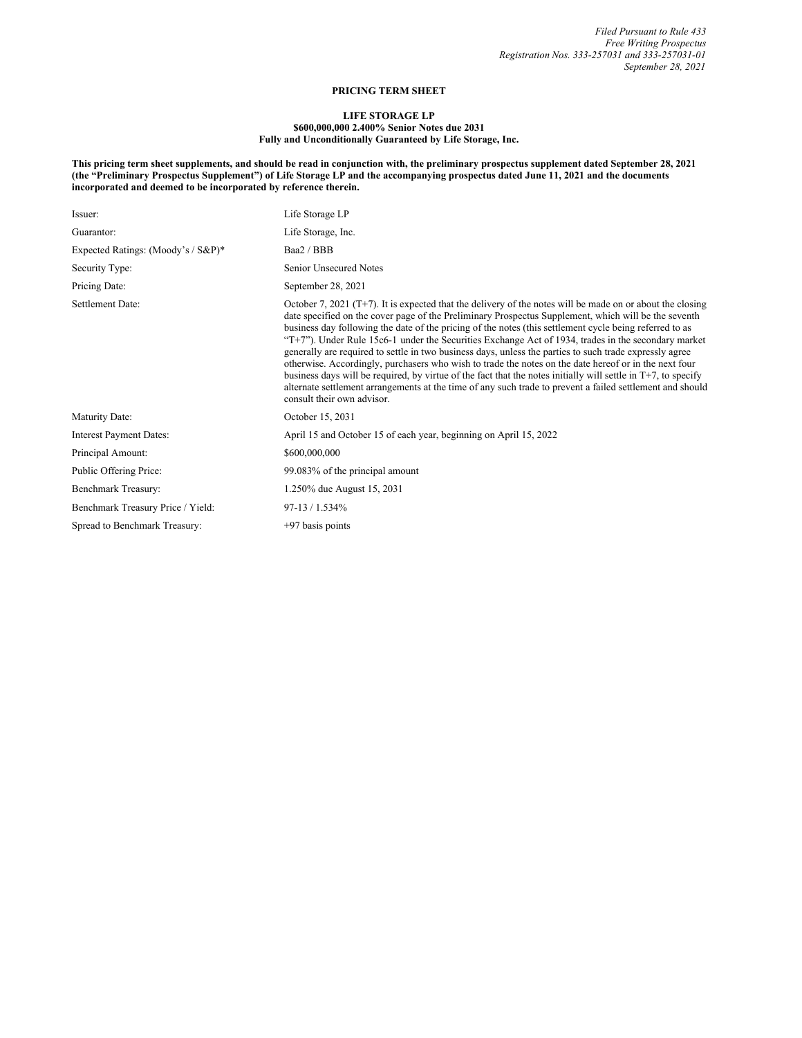*Filed Pursuant to Rule 433*
*Free Writing Prospectus*
*Registration Nos. 333-257031 and 333-257031-01*
*September 28, 2021*

**PRICING TERM SHEET**

**LIFE STORAGE LP**
**$600,000,000 2.400% Senior Notes due 2031**
**Fully and Unconditionally Guaranteed by Life Storage, Inc.**

**This pricing term sheet supplements, and should be read in conjunction with, the preliminary prospectus supplement dated September 28, 2021 (the "Preliminary Prospectus Supplement") of Life Storage LP and the accompanying prospectus dated June 11, 2021 and the documents incorporated and deemed to be incorporated by reference therein.**

| | |
|---|---|
| Issuer: | Life Storage LP |
| Guarantor: | Life Storage, Inc. |
| Expected Ratings: (Moody's / S&P)* | Baa2 / BBB |
| Security Type: | Senior Unsecured Notes |
| Pricing Date: | September 28, 2021 |
| Settlement Date: | October 7, 2021 (T+7). It is expected that the delivery of the notes will be made on or about the closing date specified on the cover page of the Preliminary Prospectus Supplement, which will be the seventh business day following the date of the pricing of the notes (this settlement cycle being referred to as "T+7"). Under Rule 15c6-1 under the Securities Exchange Act of 1934, trades in the secondary market generally are required to settle in two business days, unless the parties to such trade expressly agree otherwise. Accordingly, purchasers who wish to trade the notes on the date hereof or in the next four business days will be required, by virtue of the fact that the notes initially will settle in T+7, to specify alternate settlement arrangements at the time of any such trade to prevent a failed settlement and should consult their own advisor. |
| Maturity Date: | October 15, 2031 |
| Interest Payment Dates: | April 15 and October 15 of each year, beginning on April 15, 2022 |
| Principal Amount: | $600,000,000 |
| Public Offering Price: | 99.083% of the principal amount |
| Benchmark Treasury: | 1.250% due August 15, 2031 |
| Benchmark Treasury Price / Yield: | 97-13 / 1.534% |
| Spread to Benchmark Treasury: | +97 basis points |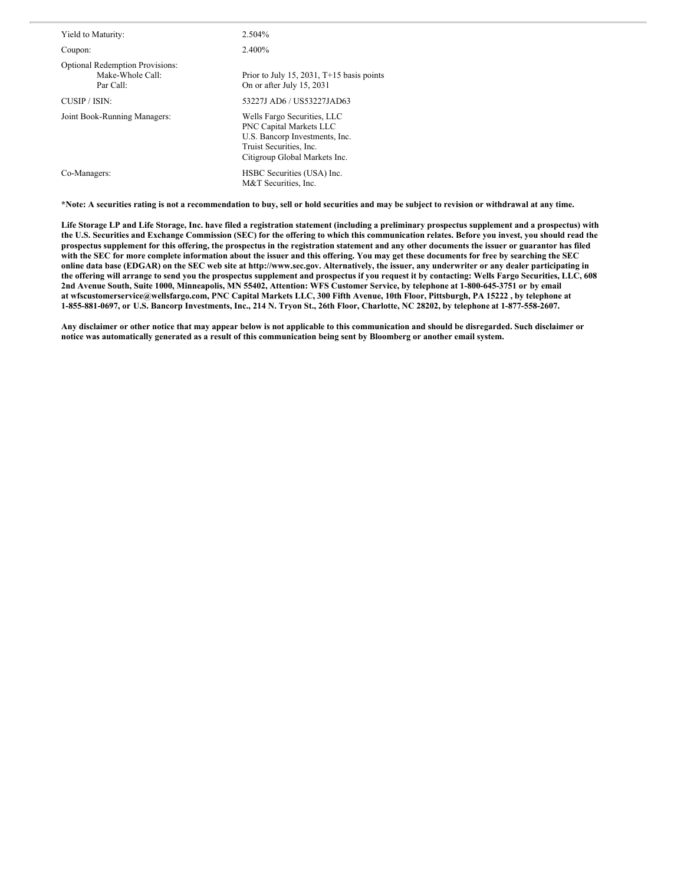| | |
|---|---|
| Yield to Maturity: | 2.504% |
| Coupon: | 2.400% |
| Optional Redemption Provisions:<br>Make-Whole Call:<br>Par Call: | <br>Prior to July 15, 2031, T+15 basis points<br>On or after July 15, 2031 |
| CUSIP / ISIN: | 53227J AD6 / US53227JAD63 |
| Joint Book-Running Managers: | Wells Fargo Securities, LLC<br>PNC Capital Markets LLC<br>U.S. Bancorp Investments, Inc.<br>Truist Securities, Inc.<br>Citigroup Global Markets Inc. |
| Co-Managers: | HSBC Securities (USA) Inc.<br>M&T Securities, Inc. |

**\*Note: A securities rating is not a recommendation to buy, sell or hold securities and may be subject to revision or withdrawal at any time.**

**Life Storage LP and Life Storage, Inc. have filed a registration statement (including a preliminary prospectus supplement and a prospectus) with the U.S. Securities and Exchange Commission (SEC) for the offering to which this communication relates. Before you invest, you should read the prospectus supplement for this offering, the prospectus in the registration statement and any other documents the issuer or guarantor has filed with the SEC for more complete information about the issuer and this offering. You may get these documents for free by searching the SEC online data base (EDGAR) on the SEC web site at http://www.sec.gov. Alternatively, the issuer, any underwriter or any dealer participating in the offering will arrange to send you the prospectus supplement and prospectus if you request it by contacting: Wells Fargo Securities, LLC, 608 2nd Avenue South, Suite 1000, Minneapolis, MN 55402, Attention: WFS Customer Service, by telephone at 1-800-645-3751 or by email at wfscustomerservice@wellsfargo.com, PNC Capital Markets LLC, 300 Fifth Avenue, 10th Floor, Pittsburgh, PA 15222 , by telephone at 1-855-881-0697, or U.S. Bancorp Investments, Inc., 214 N. Tryon St., 26th Floor, Charlotte, NC 28202, by telephone at 1-877-558-2607.**

**Any disclaimer or other notice that may appear below is not applicable to this communication and should be disregarded. Such disclaimer or notice was automatically generated as a result of this communication being sent by Bloomberg or another email system.**